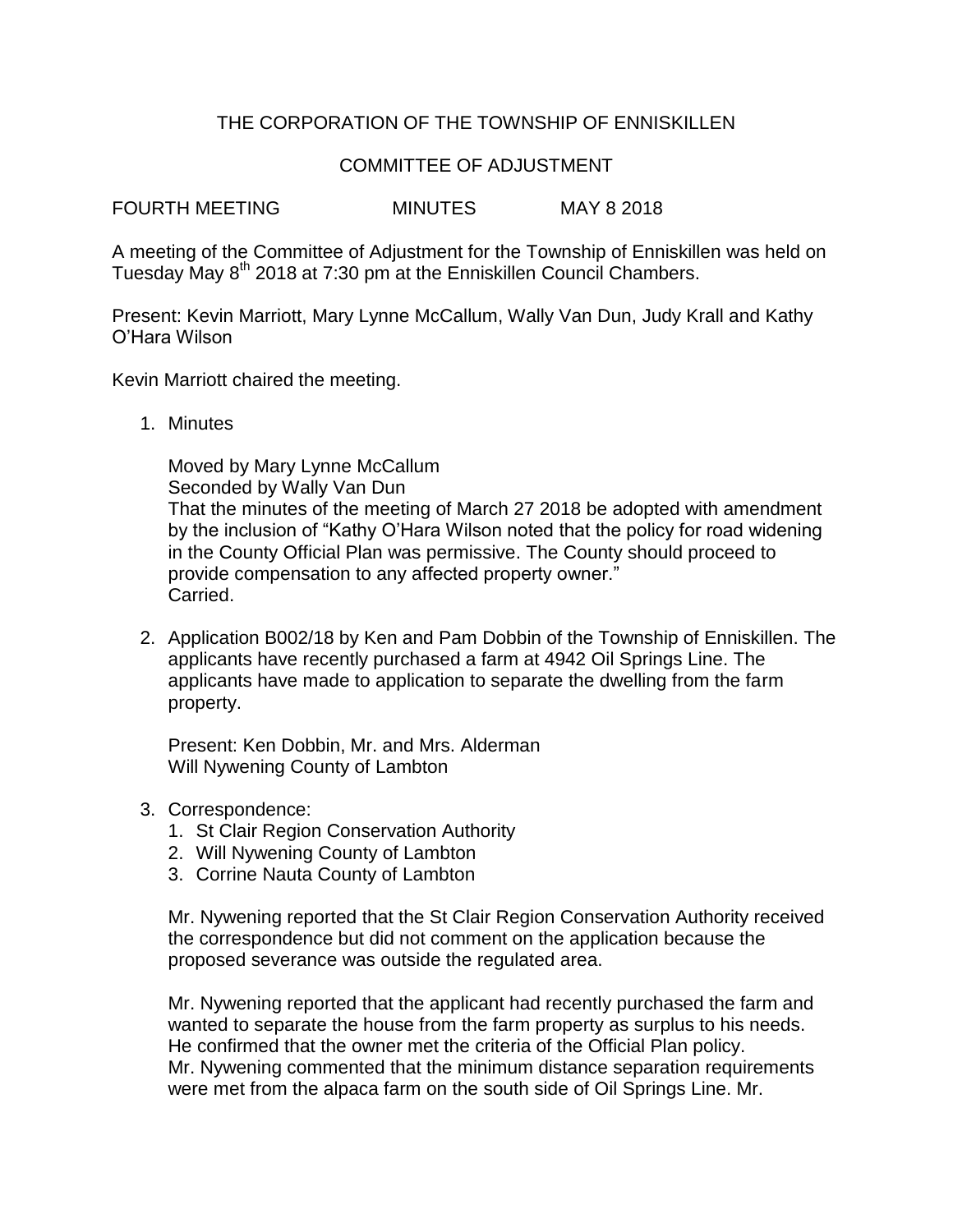THE CORPORATION OF THE TOWNSHIP OF ENNISKILLEN

COMMITTEE OF ADJUSTMENT

FOURTH MEETING MINUTES MAY 8 2018

A meeting of the Committee of Adjustment for the Township of Enniskillen was held on Tuesday May 8th 2018 at 7:30 pm at the Enniskillen Council Chambers.

Present: Kevin Marriott, Mary Lynne McCallum, Wally Van Dun, Judy Krall and Kathy O'Hara Wilson

Kevin Marriott chaired the meeting.

1. Minutes

   Moved by Mary Lynne McCallum
   Seconded by Wally Van Dun
   That the minutes of the meeting of March 27 2018 be adopted with amendment by the inclusion of "Kathy O'Hara Wilson noted that the policy for road widening in the County Official Plan was permissive. The County should proceed to provide compensation to any affected property owner."
   Carried.

2. Application B002/18 by Ken and Pam Dobbin of the Township of Enniskillen. The applicants have recently purchased a farm at 4942 Oil Springs Line. The applicants have made to application to separate the dwelling from the farm property.

   Present: Ken Dobbin, Mr. and Mrs. Alderman
   Will Nywening County of Lambton

3. Correspondence:
   1. St Clair Region Conservation Authority
   2. Will Nywening County of Lambton
   3. Corrine Nauta County of Lambton

   Mr. Nywening reported that the St Clair Region Conservation Authority received the correspondence but did not comment on the application because the proposed severance was outside the regulated area.

   Mr. Nywening reported that the applicant had recently purchased the farm and wanted to separate the house from the farm property as surplus to his needs. He confirmed that the owner met the criteria of the Official Plan policy. Mr. Nywening commented that the minimum distance separation requirements were met from the alpaca farm on the south side of Oil Springs Line. Mr.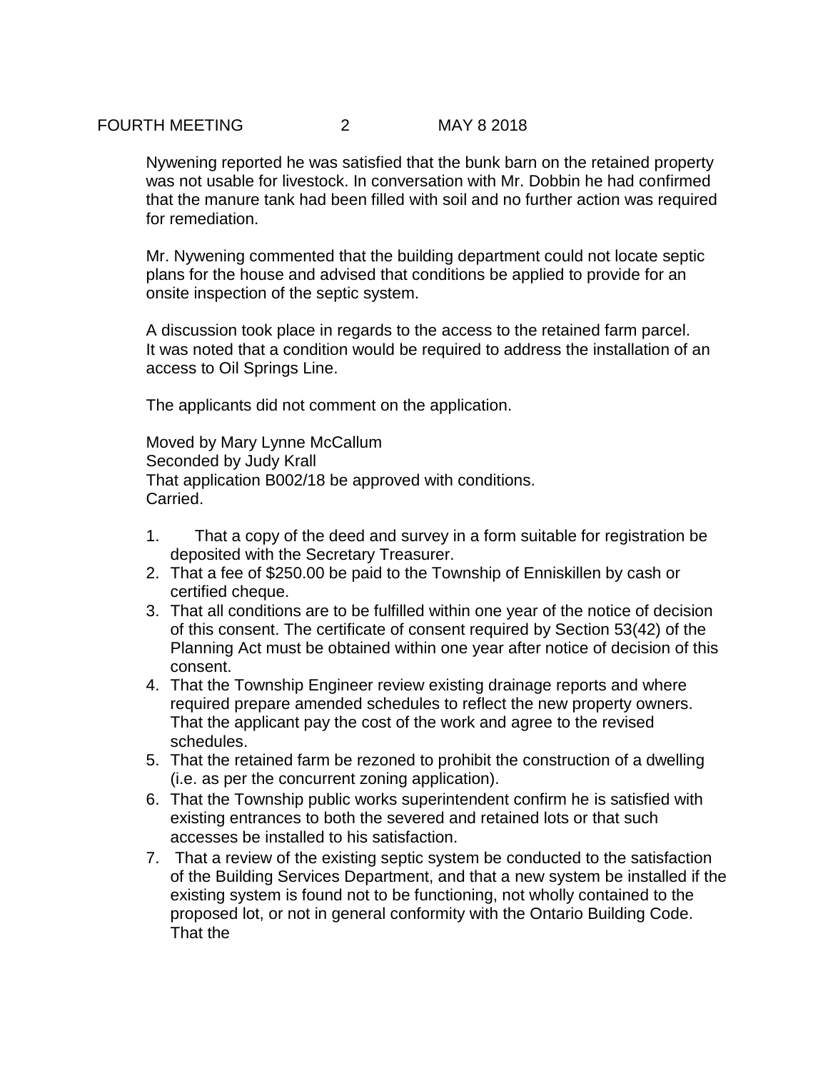Nywening reported he was satisfied that the bunk barn on the retained property was not usable for livestock. In conversation with Mr. Dobbin he had confirmed that the manure tank had been filled with soil and no further action was required for remediation.

Mr. Nywening commented that the building department could not locate septic plans for the house and advised that conditions be applied to provide for an onsite inspection of the septic system.

A discussion took place in regards to the access to the retained farm parcel. It was noted that a condition would be required to address the installation of an access to Oil Springs Line.

The applicants did not comment on the application.

Moved by Mary Lynne McCallum
Seconded by Judy Krall
That application B002/18 be approved with conditions.
Carried.

1. That a copy of the deed and survey in a form suitable for registration be deposited with the Secretary Treasurer.
2. That a fee of $250.00 be paid to the Township of Enniskillen by cash or certified cheque.
3. That all conditions are to be fulfilled within one year of the notice of decision of this consent. The certificate of consent required by Section 53(42) of the Planning Act must be obtained within one year after notice of decision of this consent.
4. That the Township Engineer review existing drainage reports and where required prepare amended schedules to reflect the new property owners. That the applicant pay the cost of the work and agree to the revised schedules.
5. That the retained farm be rezoned to prohibit the construction of a dwelling (i.e. as per the concurrent zoning application).
6. That the Township public works superintendent confirm he is satisfied with existing entrances to both the severed and retained lots or that such accesses be installed to his satisfaction.
7. That a review of the existing septic system be conducted to the satisfaction of the Building Services Department, and that a new system be installed if the existing system is found not to be functioning, not wholly contained to the proposed lot, or not in general conformity with the Ontario Building Code. That the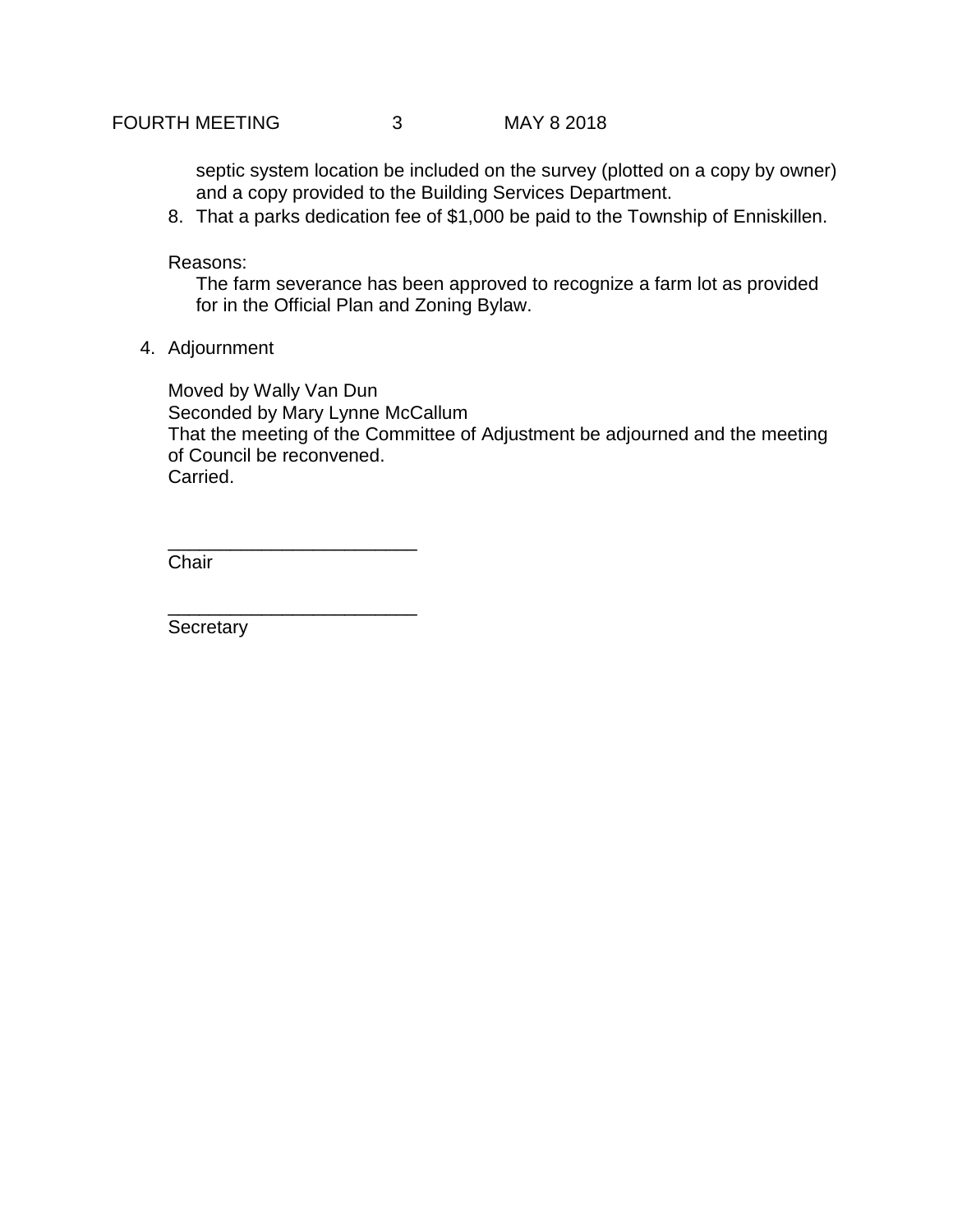septic system location be included on the survey (plotted on a copy by owner) and a copy provided to the Building Services Department.

8. That a parks dedication fee of $1,000 be paid to the Township of Enniskillen.

Reasons:

The farm severance has been approved to recognize a farm lot as provided for in the Official Plan and Zoning Bylaw.

4. Adjournment

Moved by Wally Van Dun
Seconded by Mary Lynne McCallum
That the meeting of the Committee of Adjustment be adjourned and the meeting of Council be reconvened.
Carried.

________________________
Chair

________________________
Secretary